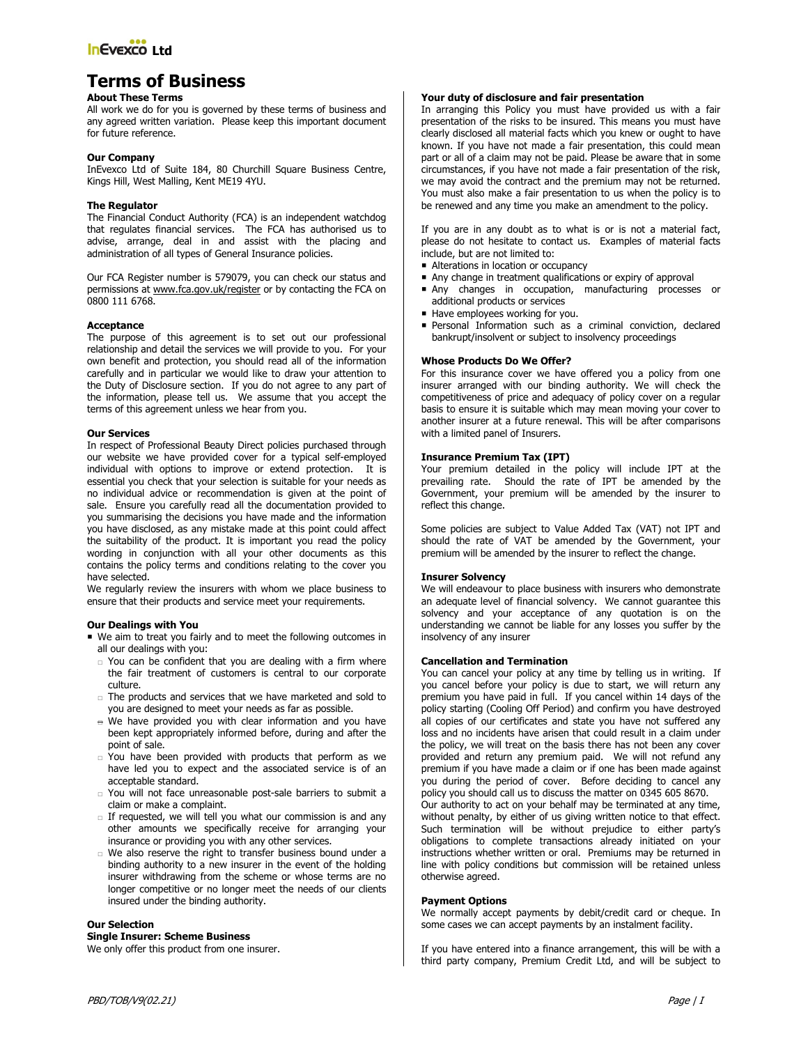InEvexco Ltd

# Terms of Business

### About These Terms

All work we do for you is governed by these terms of business and any agreed written variation. Please keep this important document for future reference.

### Our Company

InEvexco Ltd of Suite 184, 80 Churchill Square Business Centre, Kings Hill, West Malling, Kent ME19 4YU.

### The Regulator

The Financial Conduct Authority (FCA) is an independent watchdog that regulates financial services. The FCA has authorised us to advise, arrange, deal in and assist with the placing and administration of all types of General Insurance policies.

Our FCA Register number is 579079, you can check our status and permissions at www.fca.gov.uk/register or by contacting the FCA on 0800 111 6768.

### Acceptance

The purpose of this agreement is to set out our professional relationship and detail the services we will provide to you. For your own benefit and protection, you should read all of the information carefully and in particular we would like to draw your attention to the Duty of Disclosure section. If you do not agree to any part of the information, please tell us. We assume that you accept the terms of this agreement unless we hear from you.

### Our Services

In respect of Professional Beauty Direct policies purchased through our website we have provided cover for a typical self-employed individual with options to improve or extend protection. It is essential you check that your selection is suitable for your needs as no individual advice or recommendation is given at the point of sale. Ensure you carefully read all the documentation provided to you summarising the decisions you have made and the information you have disclosed, as any mistake made at this point could affect the suitability of the product. It is important you read the policy wording in conjunction with all your other documents as this contains the policy terms and conditions relating to the cover you have selected.

We regularly review the insurers with whom we place business to ensure that their products and service meet your requirements.

### Our Dealings with You

- We aim to treat you fairly and to meet the following outcomes in all our dealings with you:
  - You can be confident that you are dealing with a firm where the fair treatment of customers is central to our corporate culture.
  - The products and services that we have marketed and sold to you are designed to meet your needs as far as possible.
  - We have provided you with clear information and you have been kept appropriately informed before, during and after the point of sale.
  - You have been provided with products that perform as we have led you to expect and the associated service is of an acceptable standard.
  - You will not face unreasonable post-sale barriers to submit a claim or make a complaint.
  - If requested, we will tell you what our commission is and any other amounts we specifically receive for arranging your insurance or providing you with any other services.
  - We also reserve the right to transfer business bound under a binding authority to a new insurer in the event of the holding insurer withdrawing from the scheme or whose terms are no longer competitive or no longer meet the needs of our clients insured under the binding authority.

### Our Selection

**Single Insurer: Scheme Business**

We only offer this product from one insurer.

### Your duty of disclosure and fair presentation

In arranging this Policy you must have provided us with a fair presentation of the risks to be insured. This means you must have clearly disclosed all material facts which you knew or ought to have known. If you have not made a fair presentation, this could mean part or all of a claim may not be paid. Please be aware that in some circumstances, if you have not made a fair presentation of the risk, we may avoid the contract and the premium may not be returned. You must also make a fair presentation to us when the policy is to be renewed and any time you make an amendment to the policy.

If you are in any doubt as to what is or is not a material fact, please do not hesitate to contact us. Examples of material facts include, but are not limited to:

- Alterations in location or occupancy
- Any change in treatment qualifications or expiry of approval
- Any changes in occupation, manufacturing processes or additional products or services
- Have employees working for you.
- Personal Information such as a criminal conviction, declared bankrupt/insolvent or subject to insolvency proceedings

### Whose Products Do We Offer?

For this insurance cover we have offered you a policy from one insurer arranged with our binding authority. We will check the competitiveness of price and adequacy of policy cover on a regular basis to ensure it is suitable which may mean moving your cover to another insurer at a future renewal. This will be after comparisons with a limited panel of Insurers.

### Insurance Premium Tax (IPT)

Your premium detailed in the policy will include IPT at the prevailing rate. Should the rate of IPT be amended by the Government, your premium will be amended by the insurer to reflect this change.

Some policies are subject to Value Added Tax (VAT) not IPT and should the rate of VAT be amended by the Government, your premium will be amended by the insurer to reflect the change.

### Insurer Solvency

We will endeavour to place business with insurers who demonstrate an adequate level of financial solvency. We cannot guarantee this solvency and your acceptance of any quotation is on the understanding we cannot be liable for any losses you suffer by the insolvency of any insurer

### Cancellation and Termination

You can cancel your policy at any time by telling us in writing. If you cancel before your policy is due to start, we will return any premium you have paid in full. If you cancel within 14 days of the policy starting (Cooling Off Period) and confirm you have destroyed all copies of our certificates and state you have not suffered any loss and no incidents have arisen that could result in a claim under the policy, we will treat on the basis there has not been any cover provided and return any premium paid. We will not refund any premium if you have made a claim or if one has been made against you during the period of cover. Before deciding to cancel any policy you should call us to discuss the matter on 0345 605 8670.

Our authority to act on your behalf may be terminated at any time, without penalty, by either of us giving written notice to that effect. Such termination will be without prejudice to either party's obligations to complete transactions already initiated on your instructions whether written or oral. Premiums may be returned in line with policy conditions but commission will be retained unless otherwise agreed.

### Payment Options

We normally accept payments by debit/credit card or cheque. In some cases we can accept payments by an instalment facility.

If you have entered into a finance arrangement, this will be with a third party company, Premium Credit Ltd, and will be subject to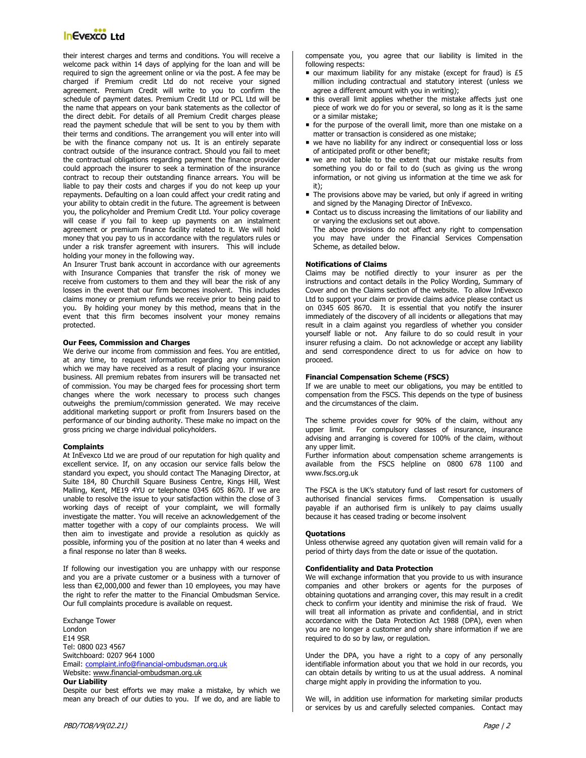their interest charges and terms and conditions. You will receive a welcome pack within 14 days of applying for the loan and will be required to sign the agreement online or via the post. A fee may be charged if Premium credit Ltd do not receive your signed agreement. Premium Credit will write to you to confirm the schedule of payment dates. Premium Credit Ltd or PCL Ltd will be the name that appears on your bank statements as the collector of the direct debit. For details of all Premium Credit charges please read the payment schedule that will be sent to you by them with their terms and conditions. The arrangement you will enter into will be with the finance company not us. It is an entirely separate contract outside of the insurance contract. Should you fail to meet the contractual obligations regarding payment the finance provider could approach the insurer to seek a termination of the insurance contract to recoup their outstanding finance arrears. You will be liable to pay their costs and charges if you do not keep up your repayments. Defaulting on a loan could affect your credit rating and your ability to obtain credit in the future. The agreement is between you, the policyholder and Premium Credit Ltd. Your policy coverage will cease if you fail to keep up payments on an instalment agreement or premium finance facility related to it. We will hold money that you pay to us in accordance with the regulators rules or under a risk transfer agreement with insurers. This will include holding your money in the following way.

An Insurer Trust bank account in accordance with our agreements with Insurance Companies that transfer the risk of money we receive from customers to them and they will bear the risk of any losses in the event that our firm becomes insolvent. This includes claims money or premium refunds we receive prior to being paid to you. By holding your money by this method, means that in the event that this firm becomes insolvent your money remains protected.

**Our Fees, Commission and Charges**

We derive our income from commission and fees. You are entitled, at any time, to request information regarding any commission which we may have received as a result of placing your insurance business. All premium rebates from insurers will be transacted net of commission. You may be charged fees for processing short term changes where the work necessary to process such changes outweighs the premium/commission generated. We may receive additional marketing support or profit from Insurers based on the performance of our binding authority. These make no impact on the gross pricing we charge individual policyholders.

**Complaints**

At InEvexco Ltd we are proud of our reputation for high quality and excellent service. If, on any occasion our service falls below the standard you expect, you should contact The Managing Director, at Suite 184, 80 Churchill Square Business Centre, Kings Hill, West Malling, Kent, ME19 4YU or telephone 0345 605 8670. If we are unable to resolve the issue to your satisfaction within the close of 3 working days of receipt of your complaint, we will formally investigate the matter. You will receive an acknowledgement of the matter together with a copy of our complaints process. We will then aim to investigate and provide a resolution as quickly as possible, informing you of the position at no later than 4 weeks and a final response no later than 8 weeks.

If following our investigation you are unhappy with our response and you are a private customer or a business with a turnover of less than €2,000,000 and fewer than 10 employees, you may have the right to refer the matter to the Financial Ombudsman Service. Our full complaints procedure is available on request.

Exchange Tower
London
E14 9SR
Tel: 0800 023 4567
Switchboard: 0207 964 1000
Email: complaint.info@financial-ombudsman.org.uk
Website: www.financial-ombudsman.org.uk

**Our Liability**

Despite our best efforts we may make a mistake, by which we mean any breach of our duties to you. If we do, and are liable to compensate you, you agree that our liability is limited in the following respects:

- our maximum liability for any mistake (except for fraud) is £5 million including contractual and statutory interest (unless we agree a different amount with you in writing);
- this overall limit applies whether the mistake affects just one piece of work we do for you or several, so long as it is the same or a similar mistake;
- for the purpose of the overall limit, more than one mistake on a matter or transaction is considered as one mistake;
- we have no liability for any indirect or consequential loss or loss of anticipated profit or other benefit;
- we are not liable to the extent that our mistake results from something you do or fail to do (such as giving us the wrong information, or not giving us information at the time we ask for it);
- The provisions above may be varied, but only if agreed in writing and signed by the Managing Director of InEvexco.
- Contact us to discuss increasing the limitations of our liability and or varying the exclusions set out above.

The above provisions do not affect any right to compensation you may have under the Financial Services Compensation Scheme, as detailed below.

**Notifications of Claims**

Claims may be notified directly to your insurer as per the instructions and contact details in the Policy Wording, Summary of Cover and on the Claims section of the website. To allow InEvexco Ltd to support your claim or provide claims advice please contact us on 0345 605 8670. It is essential that you notify the insurer immediately of the discovery of all incidents or allegations that may result in a claim against you regardless of whether you consider yourself liable or not. Any failure to do so could result in your insurer refusing a claim. Do not acknowledge or accept any liability and send correspondence direct to us for advice on how to proceed.

**Financial Compensation Scheme (FSCS)**

If we are unable to meet our obligations, you may be entitled to compensation from the FSCS. This depends on the type of business and the circumstances of the claim.

The scheme provides cover for 90% of the claim, without any upper limit. For compulsory classes of insurance, insurance advising and arranging is covered for 100% of the claim, without any upper limit.

Further information about compensation scheme arrangements is available from the FSCS helpline on 0800 678 1100 and www.fscs.org.uk

The FSCA is the UK's statutory fund of last resort for customers of authorised financial services firms. Compensation is usually payable if an authorised firm is unlikely to pay claims usually because it has ceased trading or become insolvent

**Quotations**

Unless otherwise agreed any quotation given will remain valid for a period of thirty days from the date or issue of the quotation.

**Confidentiality and Data Protection**

We will exchange information that you provide to us with insurance companies and other brokers or agents for the purposes of obtaining quotations and arranging cover, this may result in a credit check to confirm your identity and minimise the risk of fraud. We will treat all information as private and confidential, and in strict accordance with the Data Protection Act 1988 (DPA), even when you are no longer a customer and only share information if we are required to do so by law, or regulation.

Under the DPA, you have a right to a copy of any personally identifiable information about you that we hold in our records, you can obtain details by writing to us at the usual address. A nominal charge might apply in providing the information to you.

We will, in addition use information for marketing similar products or services by us and carefully selected companies. Contact may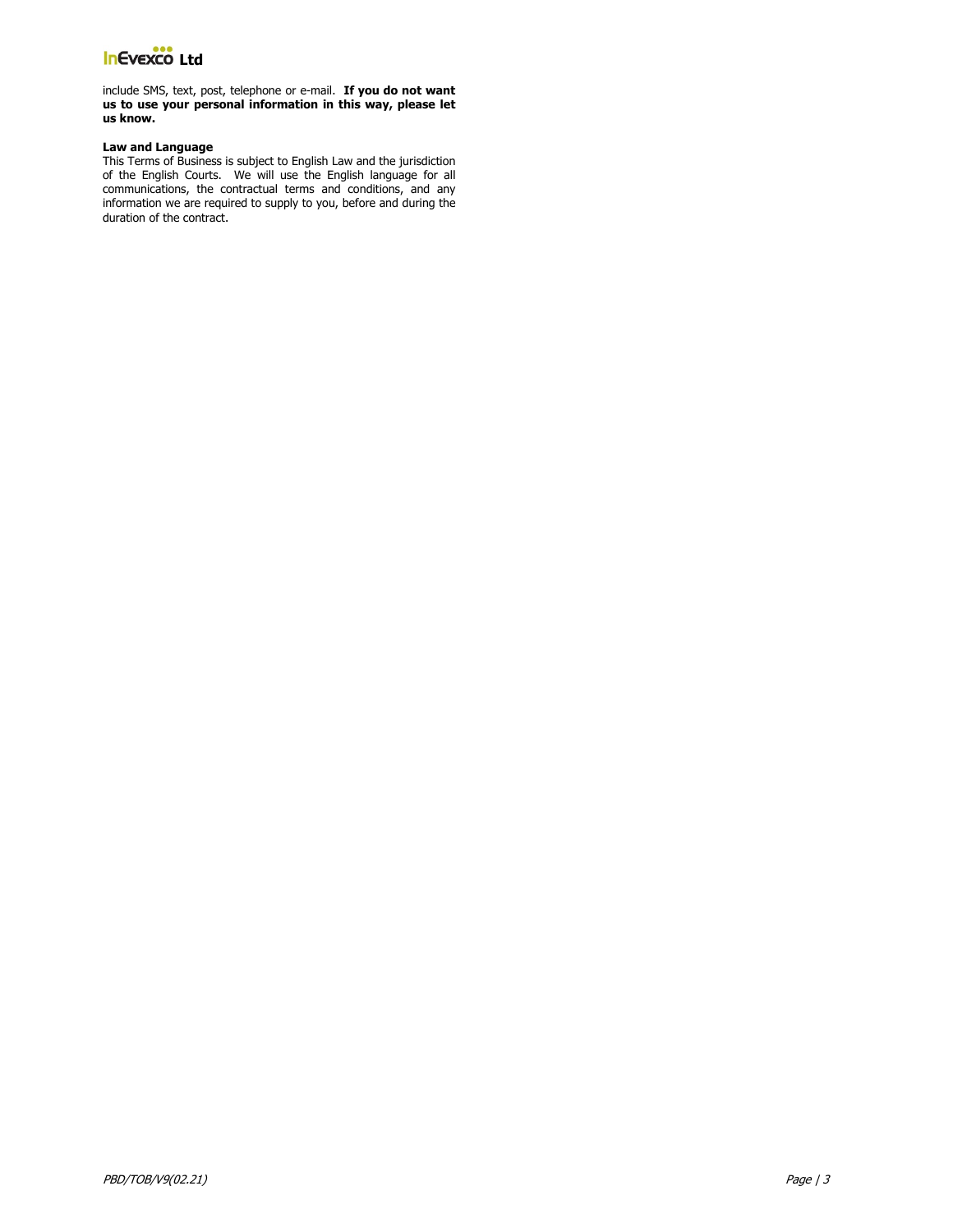include SMS, text, post, telephone or e-mail. **If you do not want us to use your personal information in this way, please let us know.**

**Law and Language**

This Terms of Business is subject to English Law and the jurisdiction of the English Courts. We will use the English language for all communications, the contractual terms and conditions, and any information we are required to supply to you, before and during the duration of the contract.